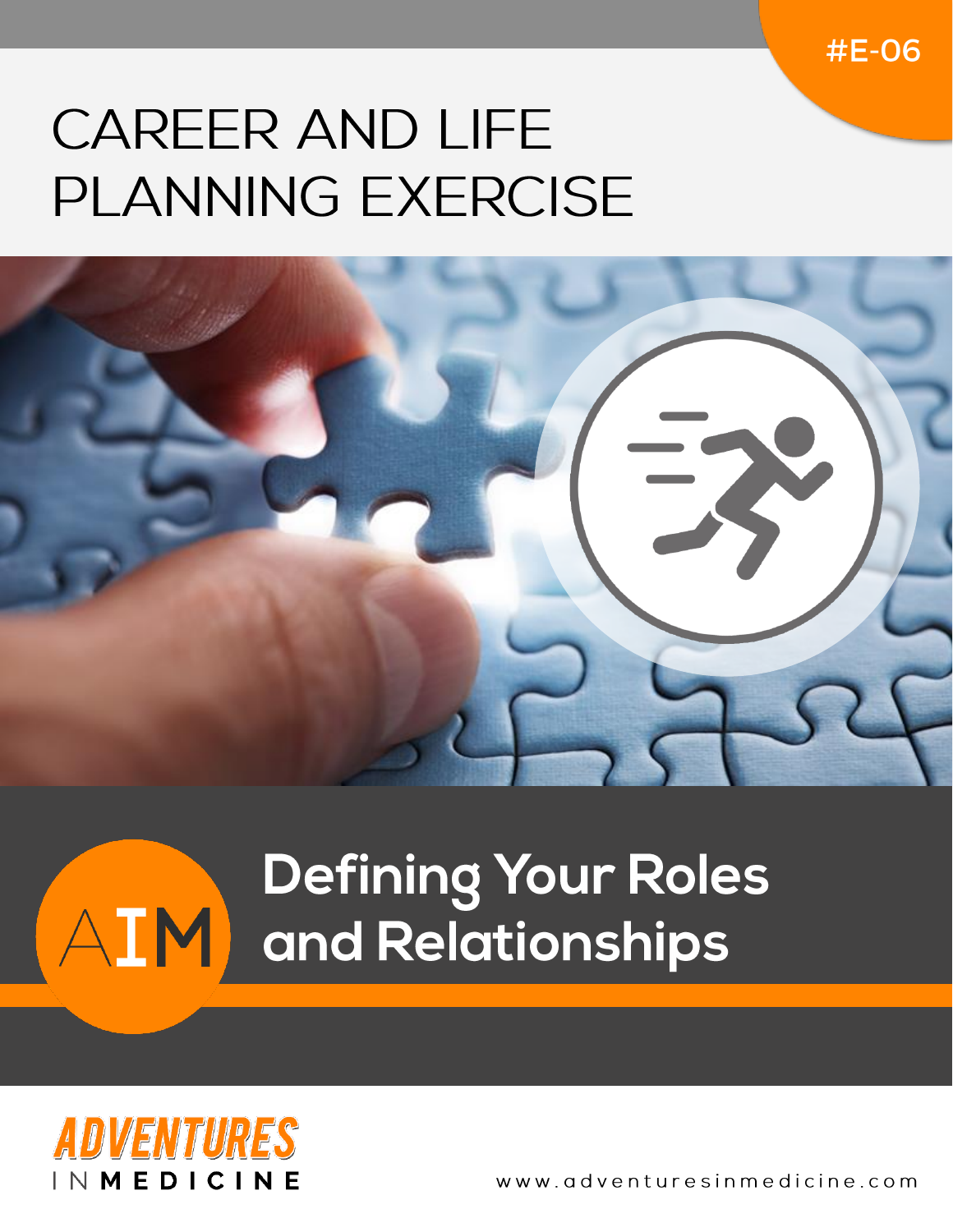#E-06

# CAREER AND LIFE PLANNING EXERCISE

AIM

## Defining Your Roles and Relationships

ADVENTURES IN MEDICINE

www.adventuresinmedicine.com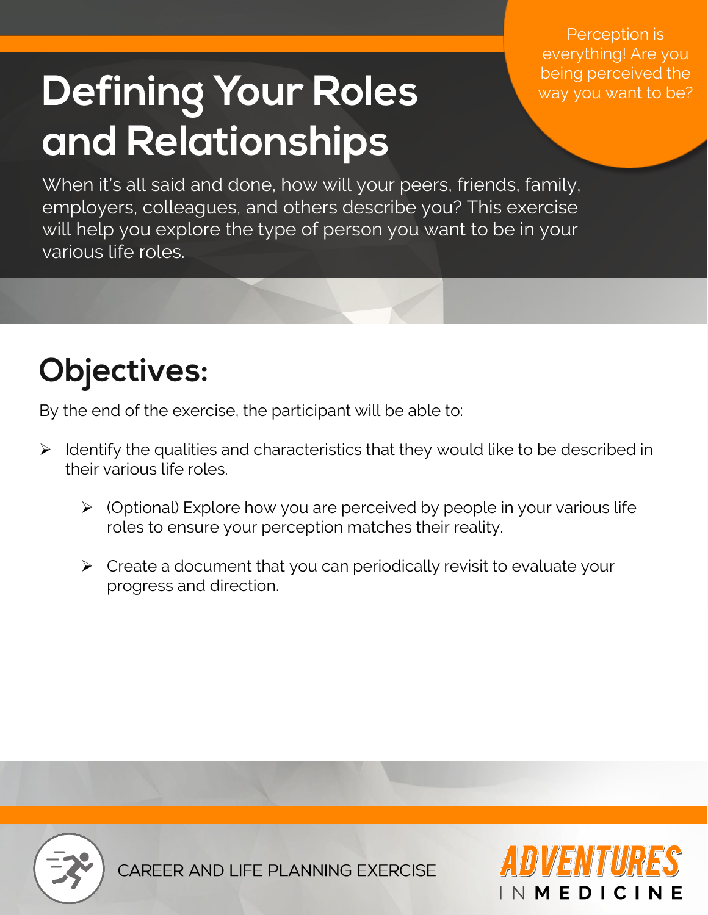Perception is everything! Are you being perceived the way you want to be?

# Defining Your Roles and Relationships

When it's all said and done, how will your peers, friends, family, employers, colleagues, and others describe you? This exercise will help you explore the type of person you want to be in your various life roles.

## Objectives:

By the end of the exercise, the participant will be able to:

- Identify the qualities and characteristics that they would like to be described in their various life roles.
  - (Optional) Explore how you are perceived by people in your various life roles to ensure your perception matches their reality.
  - Create a document that you can periodically revisit to evaluate your progress and direction.

CAREER AND LIFE PLANNING EXERCISE

ADVENTURES IN MEDICINE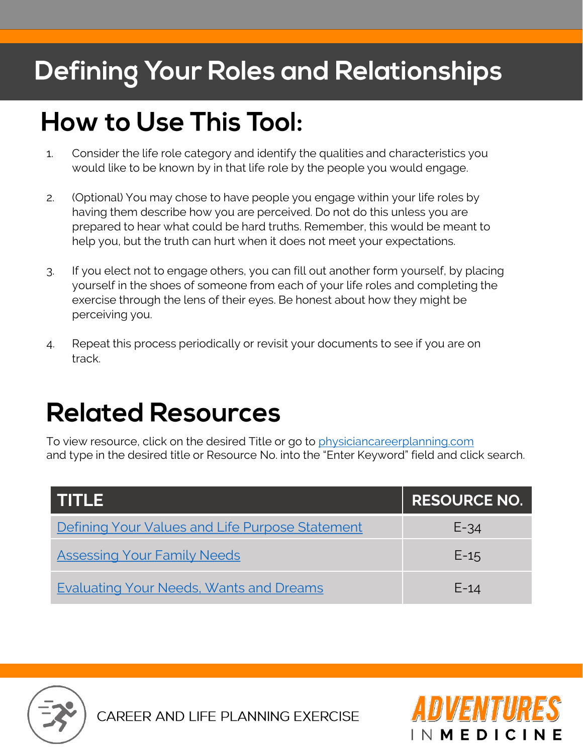# Defining Your Roles and Relationships

## How to Use This Tool:

1. Consider the life role category and identify the qualities and characteristics you would like to be known by in that life role by the people you would engage.

2. (Optional) You may chose to have people you engage within your life roles by having them describe how you are perceived. Do not do this unless you are prepared to hear what could be hard truths. Remember, this would be meant to help you, but the truth can hurt when it does not meet your expectations.

3. If you elect not to engage others, you can fill out another form yourself, by placing yourself in the shoes of someone from each of your life roles and completing the exercise through the lens of their eyes. Be honest about how they might be perceiving you.

4. Repeat this process periodically or revisit your documents to see if you are on track.

## Related Resources

To view resource, click on the desired Title or go to physiciancareerplanning.com and type in the desired title or Resource No. into the "Enter Keyword" field and click search.

| TITLE | RESOURCE NO. |
|---|---|
| Defining Your Values and Life Purpose Statement | E-34 |
| Assessing Your Family Needs | E-15 |
| Evaluating Your Needs, Wants and Dreams | E-14 |

CAREER AND LIFE PLANNING EXERCISE

ADVENTURES IN MEDICINE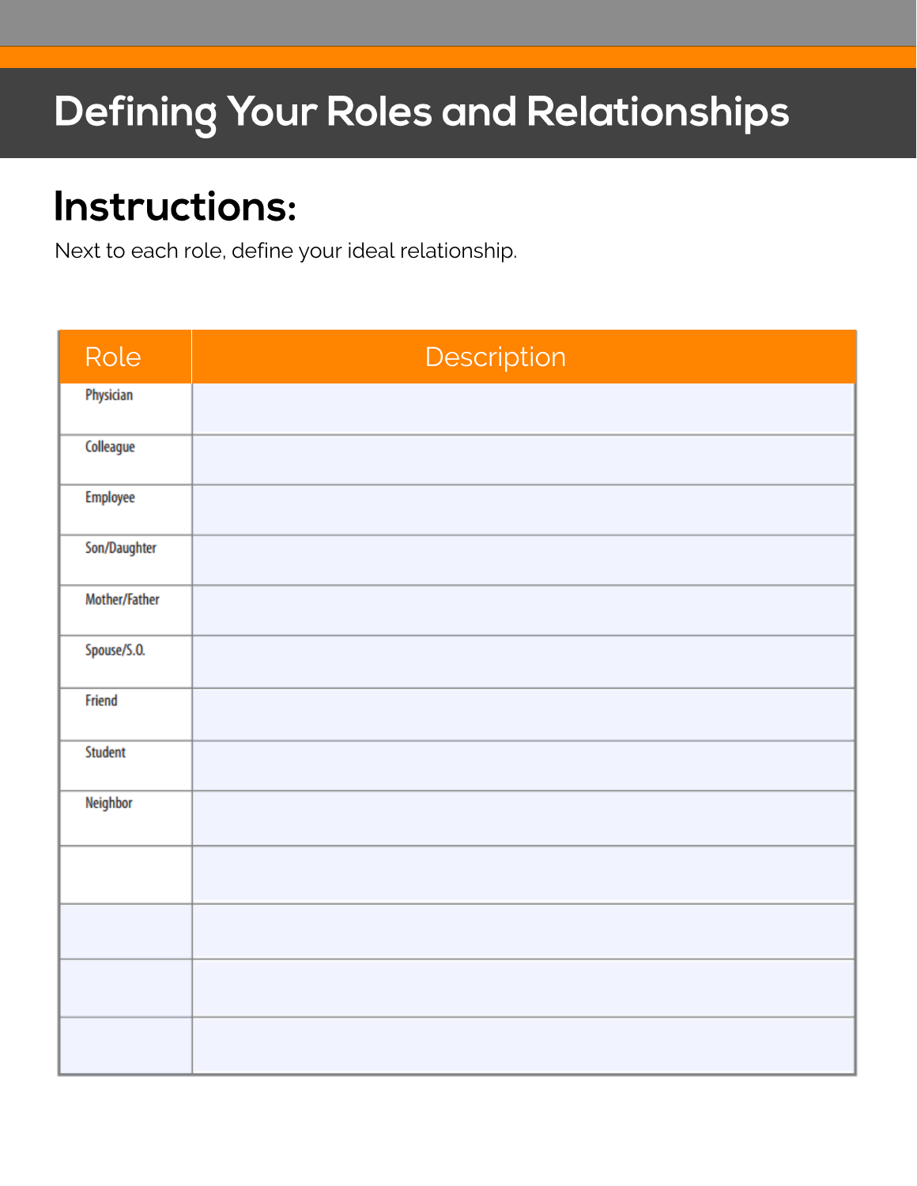# Defining Your Roles and Relationships

## Instructions:

Next to each role, define your ideal relationship.

| Role | Description |
|---|---|
| Physician | |
| Colleague | |
| Employee | |
| Son/Daughter | |
| Mother/Father | |
| Spouse/S.O. | |
| Friend | |
| Student | |
| Neighbor | |
| | |
| | |
| | |
| | |